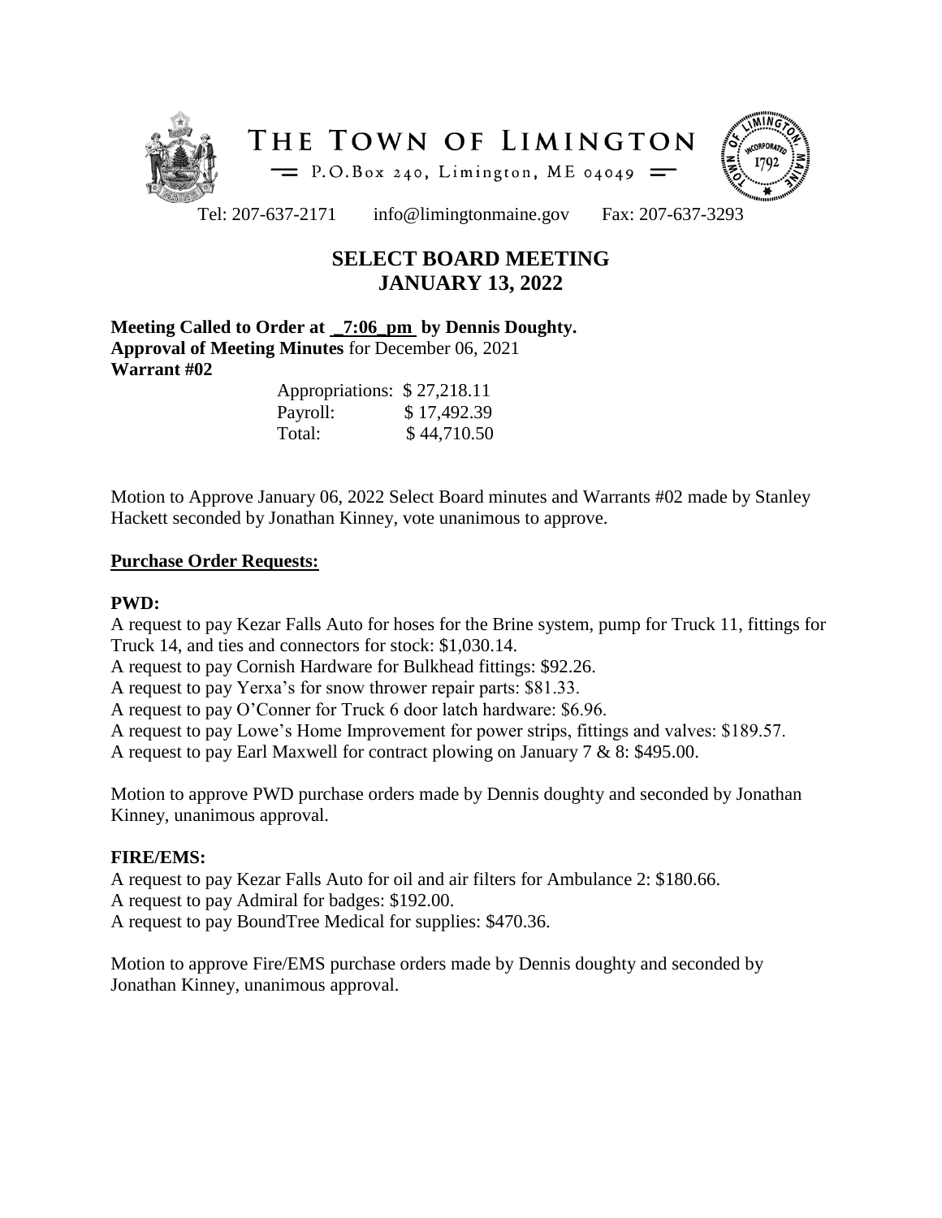# THE TOWN OF LIMINGTON

P.O.Box 240, Limington, ME 04049

Tel: 207-637-2171 info@limingtonmaine.gov Fax: 207-637-3293

## SELECT BOARD MEETING
## JANUARY 13, 2022

**Meeting Called to Order at _7:06_pm by Dennis Doughty.**
**Approval of Meeting Minutes** for December 06, 2021
**Warrant #02**

| | |
|---|---|
| Appropriations: | $ 27,218.11 |
| Payroll: | $ 17,492.39 |
| Total: | $ 44,710.50 |

Motion to Approve January 06, 2022 Select Board minutes and Warrants #02 made by Stanley Hackett seconded by Jonathan Kinney, vote unanimous to approve.

**Purchase Order Requests:**

**PWD:**

A request to pay Kezar Falls Auto for hoses for the Brine system, pump for Truck 11, fittings for Truck 14, and ties and connectors for stock: $1,030.14.
A request to pay Cornish Hardware for Bulkhead fittings: $92.26.
A request to pay Yerxa's for snow thrower repair parts: $81.33.
A request to pay O'Conner for Truck 6 door latch hardware: $6.96.
A request to pay Lowe's Home Improvement for power strips, fittings and valves: $189.57.
A request to pay Earl Maxwell for contract plowing on January 7 & 8: $495.00.

Motion to approve PWD purchase orders made by Dennis doughty and seconded by Jonathan Kinney, unanimous approval.

**FIRE/EMS:**

A request to pay Kezar Falls Auto for oil and air filters for Ambulance 2: $180.66.
A request to pay Admiral for badges: $192.00.
A request to pay BoundTree Medical for supplies: $470.36.

Motion to approve Fire/EMS purchase orders made by Dennis doughty and seconded by Jonathan Kinney, unanimous approval.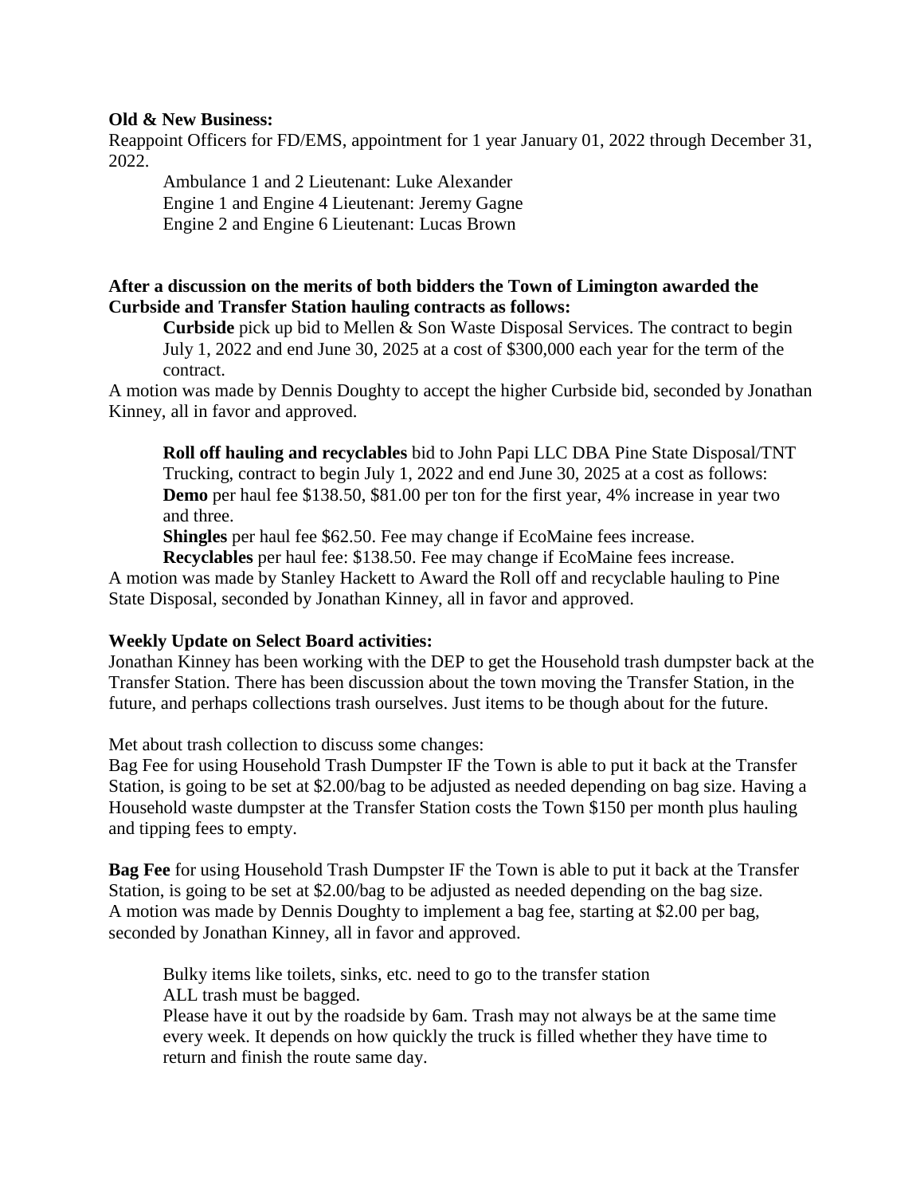**Old & New Business:**

Reappoint Officers for FD/EMS, appointment for 1 year January 01, 2022 through December 31, 2022.

Ambulance 1 and 2 Lieutenant: Luke Alexander
Engine 1 and Engine 4 Lieutenant: Jeremy Gagne
Engine 2 and Engine 6 Lieutenant: Lucas Brown

**After a discussion on the merits of both bidders the Town of Limington awarded the Curbside and Transfer Station hauling contracts as follows:**

**Curbside** pick up bid to Mellen & Son Waste Disposal Services. The contract to begin July 1, 2022 and end June 30, 2025 at a cost of $300,000 each year for the term of the contract.

A motion was made by Dennis Doughty to accept the higher Curbside bid, seconded by Jonathan Kinney, all in favor and approved.

**Roll off hauling and recyclables** bid to John Papi LLC DBA Pine State Disposal/TNT Trucking, contract to begin July 1, 2022 and end June 30, 2025 at a cost as follows:
**Demo** per haul fee $138.50, $81.00 per ton for the first year, 4% increase in year two and three.
**Shingles** per haul fee $62.50. Fee may change if EcoMaine fees increase.
**Recyclables** per haul fee: $138.50. Fee may change if EcoMaine fees increase.

A motion was made by Stanley Hackett to Award the Roll off and recyclable hauling to Pine State Disposal, seconded by Jonathan Kinney, all in favor and approved.

**Weekly Update on Select Board activities:**

Jonathan Kinney has been working with the DEP to get the Household trash dumpster back at the Transfer Station. There has been discussion about the town moving the Transfer Station, in the future, and perhaps collections trash ourselves. Just items to be though about for the future.

Met about trash collection to discuss some changes:
Bag Fee for using Household Trash Dumpster IF the Town is able to put it back at the Transfer Station, is going to be set at $2.00/bag to be adjusted as needed depending on bag size. Having a Household waste dumpster at the Transfer Station costs the Town $150 per month plus hauling and tipping fees to empty.

**Bag Fee** for using Household Trash Dumpster IF the Town is able to put it back at the Transfer Station, is going to be set at $2.00/bag to be adjusted as needed depending on the bag size.
A motion was made by Dennis Doughty to implement a bag fee, starting at $2.00 per bag, seconded by Jonathan Kinney, all in favor and approved.

Bulky items like toilets, sinks, etc. need to go to the transfer station
ALL trash must be bagged.
Please have it out by the roadside by 6am. Trash may not always be at the same time every week. It depends on how quickly the truck is filled whether they have time to return and finish the route same day.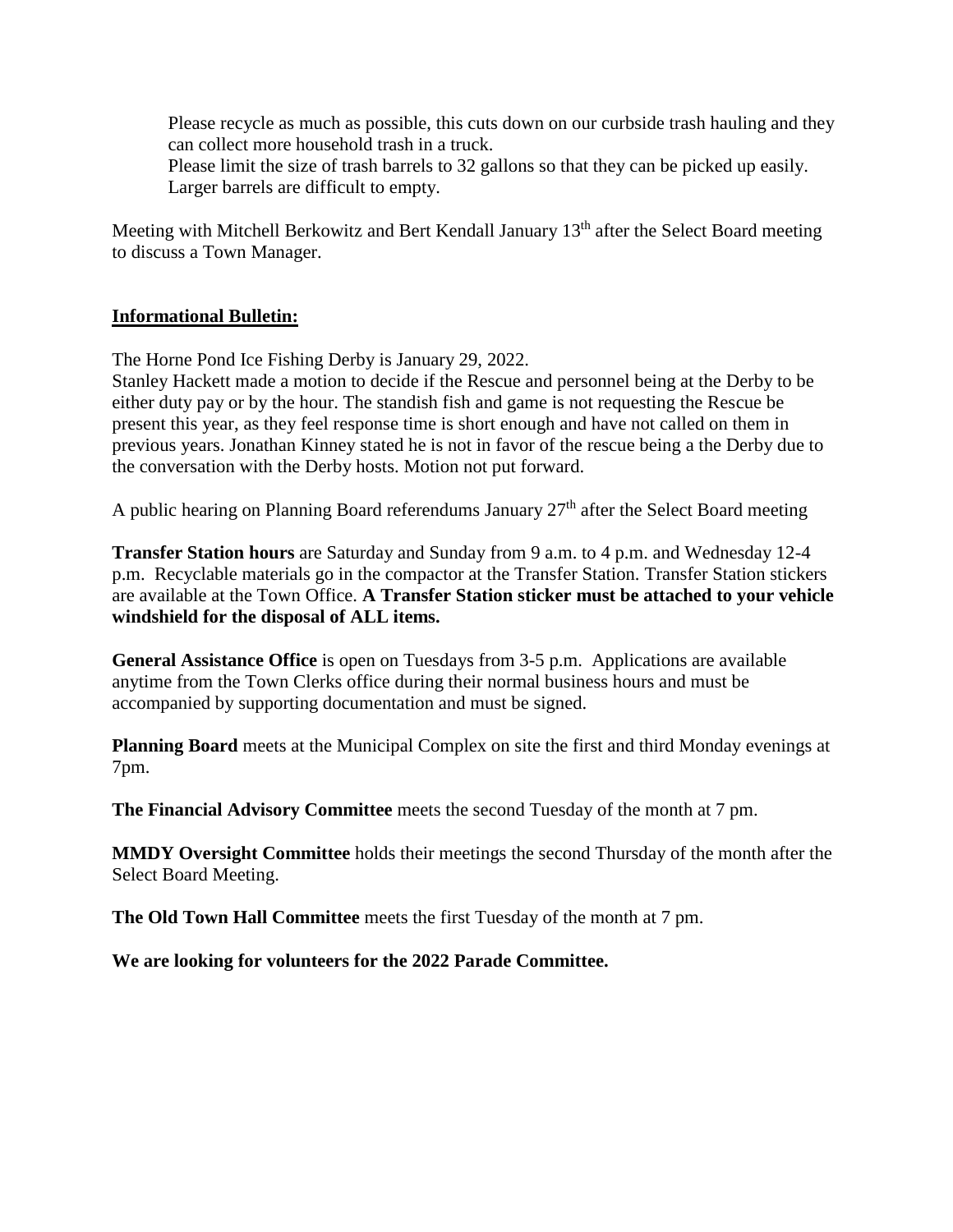Please recycle as much as possible, this cuts down on our curbside trash hauling and they can collect more household trash in a truck.
Please limit the size of trash barrels to 32 gallons so that they can be picked up easily. Larger barrels are difficult to empty.

Meeting with Mitchell Berkowitz and Bert Kendall January 13th after the Select Board meeting to discuss a Town Manager.

**Informational Bulletin:**

The Horne Pond Ice Fishing Derby is January 29, 2022.
Stanley Hackett made a motion to decide if the Rescue and personnel being at the Derby to be either duty pay or by the hour. The standish fish and game is not requesting the Rescue be present this year, as they feel response time is short enough and have not called on them in previous years. Jonathan Kinney stated he is not in favor of the rescue being a the Derby due to the conversation with the Derby hosts. Motion not put forward.

A public hearing on Planning Board referendums January 27th after the Select Board meeting

**Transfer Station hours** are Saturday and Sunday from 9 a.m. to 4 p.m. and Wednesday 12-4 p.m. Recyclable materials go in the compactor at the Transfer Station. Transfer Station stickers are available at the Town Office. **A Transfer Station sticker must be attached to your vehicle windshield for the disposal of ALL items.**

**General Assistance Office** is open on Tuesdays from 3-5 p.m. Applications are available anytime from the Town Clerks office during their normal business hours and must be accompanied by supporting documentation and must be signed.

**Planning Board** meets at the Municipal Complex on site the first and third Monday evenings at 7pm.

**The Financial Advisory Committee** meets the second Tuesday of the month at 7 pm.

**MMDY Oversight Committee** holds their meetings the second Thursday of the month after the Select Board Meeting.

**The Old Town Hall Committee** meets the first Tuesday of the month at 7 pm.

**We are looking for volunteers for the 2022 Parade Committee.**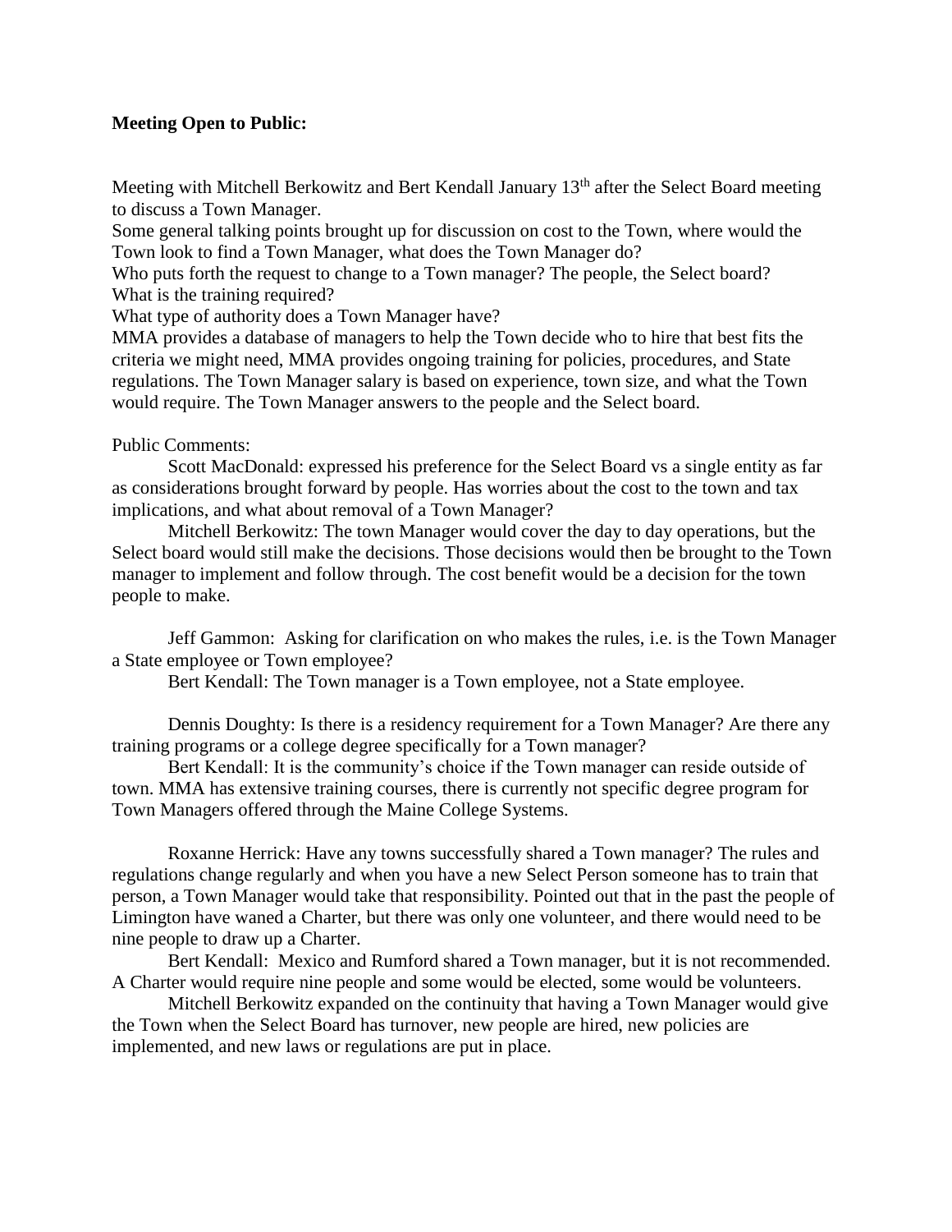**Meeting Open to Public:**

Meeting with Mitchell Berkowitz and Bert Kendall January 13th after the Select Board meeting to discuss a Town Manager.

Some general talking points brought up for discussion on cost to the Town, where would the Town look to find a Town Manager, what does the Town Manager do?

Who puts forth the request to change to a Town manager? The people, the Select board?

What is the training required?

What type of authority does a Town Manager have?

MMA provides a database of managers to help the Town decide who to hire that best fits the criteria we might need, MMA provides ongoing training for policies, procedures, and State regulations. The Town Manager salary is based on experience, town size, and what the Town would require. The Town Manager answers to the people and the Select board.

Public Comments:

Scott MacDonald: expressed his preference for the Select Board vs a single entity as far as considerations brought forward by people. Has worries about the cost to the town and tax implications, and what about removal of a Town Manager?

Mitchell Berkowitz: The town Manager would cover the day to day operations, but the Select board would still make the decisions. Those decisions would then be brought to the Town manager to implement and follow through. The cost benefit would be a decision for the town people to make.

Jeff Gammon: Asking for clarification on who makes the rules, i.e. is the Town Manager a State employee or Town employee?

Bert Kendall: The Town manager is a Town employee, not a State employee.

Dennis Doughty: Is there is a residency requirement for a Town Manager? Are there any training programs or a college degree specifically for a Town manager?

Bert Kendall: It is the community's choice if the Town manager can reside outside of town. MMA has extensive training courses, there is currently not specific degree program for Town Managers offered through the Maine College Systems.

Roxanne Herrick: Have any towns successfully shared a Town manager? The rules and regulations change regularly and when you have a new Select Person someone has to train that person, a Town Manager would take that responsibility. Pointed out that in the past the people of Limington have waned a Charter, but there was only one volunteer, and there would need to be nine people to draw up a Charter.

Bert Kendall: Mexico and Rumford shared a Town manager, but it is not recommended. A Charter would require nine people and some would be elected, some would be volunteers.

Mitchell Berkowitz expanded on the continuity that having a Town Manager would give the Town when the Select Board has turnover, new people are hired, new policies are implemented, and new laws or regulations are put in place.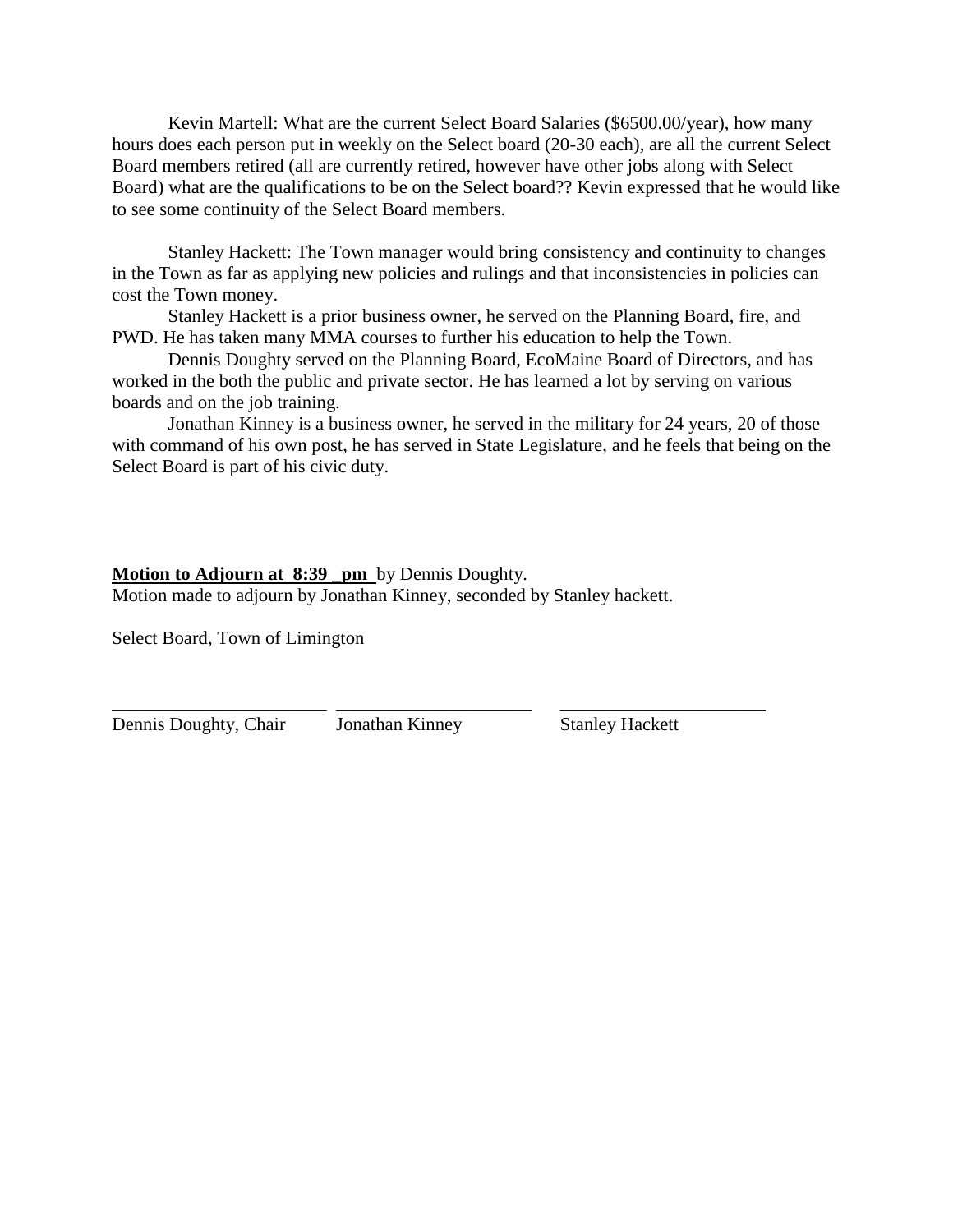Kevin Martell: What are the current Select Board Salaries ($6500.00/year), how many hours does each person put in weekly on the Select board (20-30 each), are all the current Select Board members retired (all are currently retired, however have other jobs along with Select Board) what are the qualifications to be on the Select board?? Kevin expressed that he would like to see some continuity of the Select Board members.

Stanley Hackett: The Town manager would bring consistency and continuity to changes in the Town as far as applying new policies and rulings and that inconsistencies in policies can cost the Town money.

Stanley Hackett is a prior business owner, he served on the Planning Board, fire, and PWD. He has taken many MMA courses to further his education to help the Town.

Dennis Doughty served on the Planning Board, EcoMaine Board of Directors, and has worked in the both the public and private sector. He has learned a lot by serving on various boards and on the job training.

Jonathan Kinney is a business owner, he served in the military for 24 years, 20 of those with command of his own post, he has served in State Legislature, and he feels that being on the Select Board is part of his civic duty.

**Motion to Adjourn at 8:39 _pm** by Dennis Doughty.
Motion made to adjourn by Jonathan Kinney, seconded by Stanley hackett.

Select Board, Town of Limington

| | | |
|---|---|---|
| ______________________ | ______________________ | ______________________ |
| Dennis Doughty, Chair | Jonathan Kinney | Stanley Hackett |